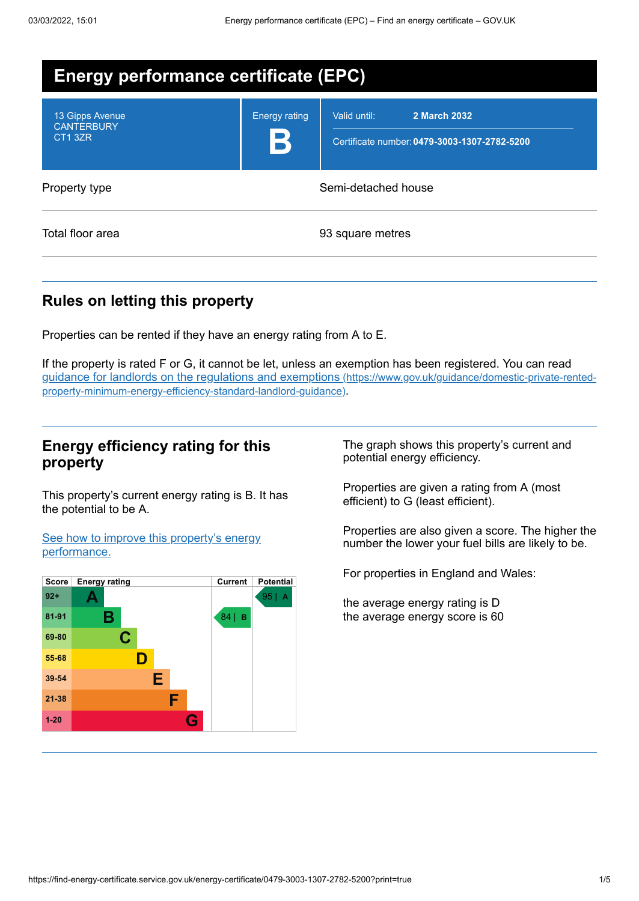# Energy performance certificate (EPC)

| 13 Gipps Avenue<br>CANTERBURY<br>CT1 3ZR | Energy rating<br>**B** | Valid until: **2 March 2032**<br>Certificate number: **0479-3003-1307-2782-5200** |
|---|---|---|

| Property type | Semi-detached house |
|---|---|
| Total floor area | 93 square metres |

## Rules on letting this property

Properties can be rented if they have an energy rating from A to E.

If the property is rated F or G, it cannot be let, unless an exemption has been registered. You can read [guidance for landlords on the regulations and exemptions (https://www.gov.uk/guidance/domestic-private-rented-property-minimum-energy-efficiency-standard-landlord-guidance)](https://www.gov.uk/guidance/domestic-private-rented-property-minimum-energy-efficiency-standard-landlord-guidance).

## Energy efficiency rating for this property

This property's current energy rating is B. It has the potential to be A.

[See how to improve this property's energy performance.]()

| Score | Energy rating | Current | Potential |
|---|---|---|---|
| 92+ | A | | 95 \| A |
| 81-91 | B | 84 \| B | |
| 69-80 | C | | |
| 55-68 | D | | |
| 39-54 | E | | |
| 21-38 | F | | |
| 1-20 | G | | |

The graph shows this property's current and potential energy efficiency.

Properties are given a rating from A (most efficient) to G (least efficient).

Properties are also given a score. The higher the number the lower your fuel bills are likely to be.

For properties in England and Wales:

the average energy rating is D
the average energy score is 60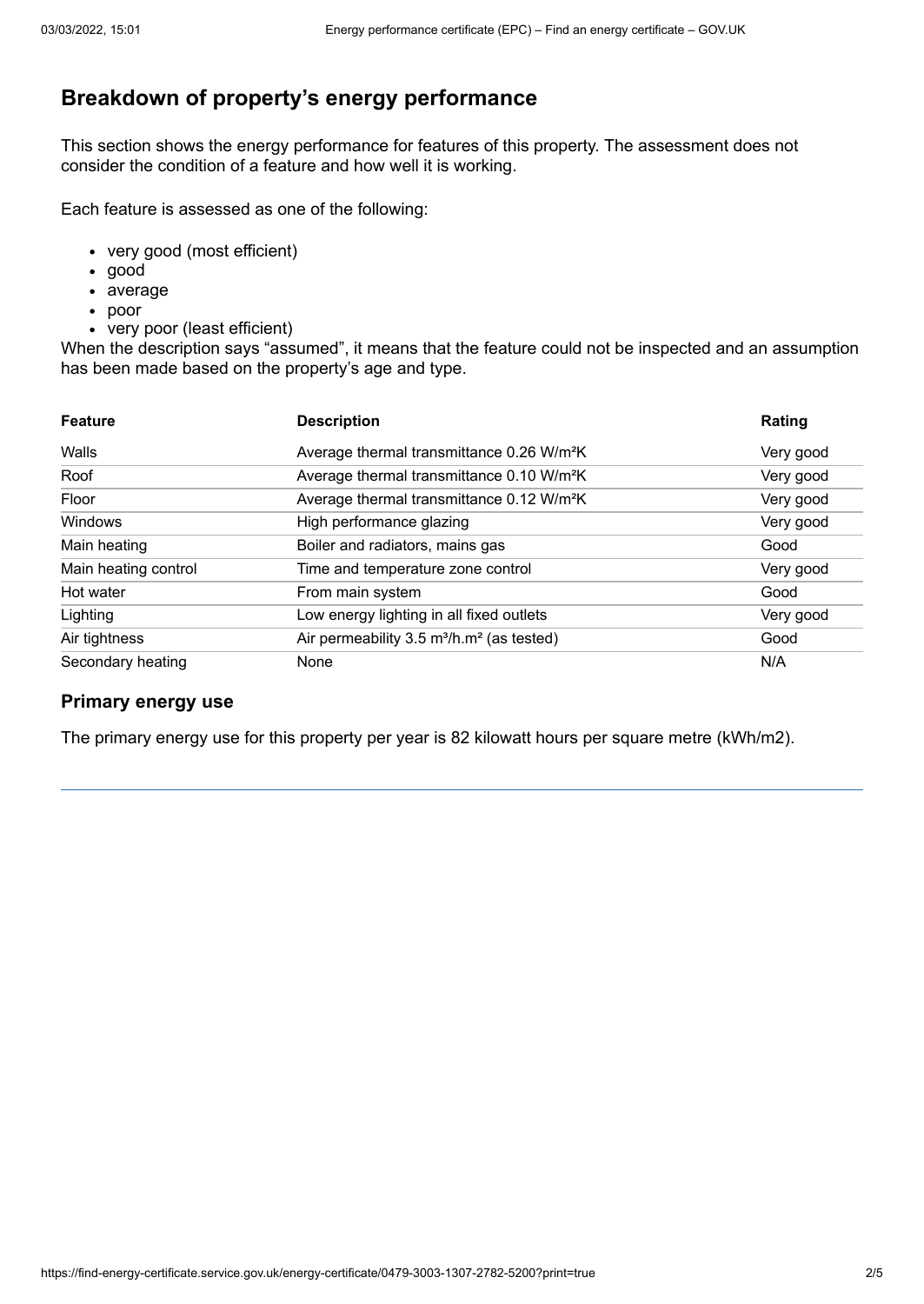## Breakdown of property's energy performance

This section shows the energy performance for features of this property. The assessment does not consider the condition of a feature and how well it is working.

Each feature is assessed as one of the following:

- very good (most efficient)
- good
- average
- poor
- very poor (least efficient)

When the description says "assumed", it means that the feature could not be inspected and an assumption has been made based on the property's age and type.

| Feature | Description | Rating |
| --- | --- | --- |
| Walls | Average thermal transmittance 0.26 $W/m^2K$ | Very good |
| Roof | Average thermal transmittance 0.10 $W/m^2K$ | Very good |
| Floor | Average thermal transmittance 0.12 $W/m^2K$ | Very good |
| Windows | High performance glazing | Very good |
| Main heating | Boiler and radiators, mains gas | Good |
| Main heating control | Time and temperature zone control | Very good |
| Hot water | From main system | Good |
| Lighting | Low energy lighting in all fixed outlets | Very good |
| Air tightness | Air permeability 3.5 $m^3/h.m^2$ (as tested) | Good |
| Secondary heating | None | N/A |

### Primary energy use

The primary energy use for this property per year is 82 kilowatt hours per square metre (kWh/m2).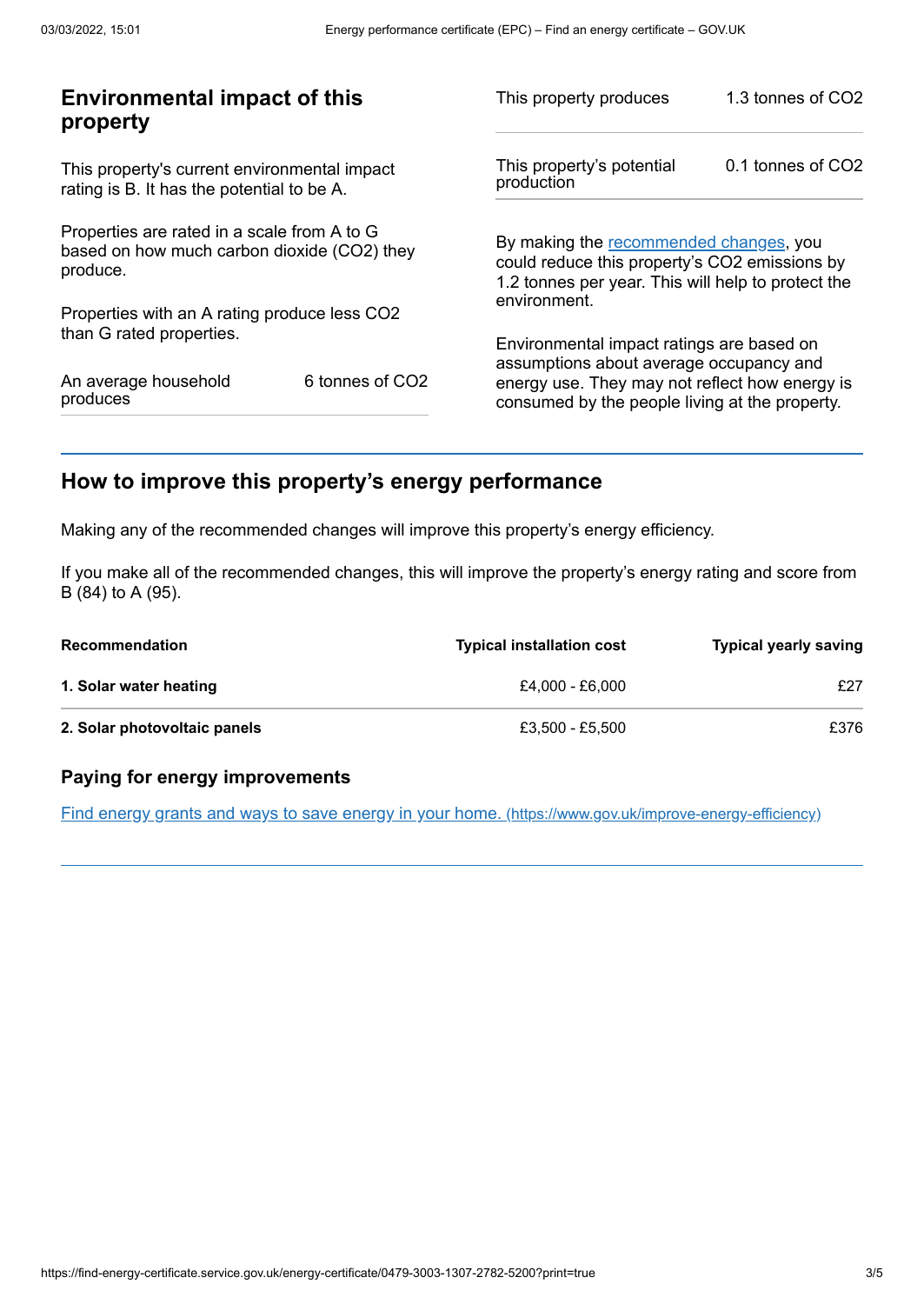## Environmental impact of this property

This property's current environmental impact rating is B. It has the potential to be A.

Properties are rated in a scale from A to G based on how much carbon dioxide ($CO_2$) they produce.

Properties with an A rating produce less $CO_2$ than G rated properties.

| | |
|---|---|
| An average household produces | 6 tonnes of $CO_2$ |

| | |
|---|---|
| This property produces | 1.3 tonnes of $CO_2$ |
| This property's potential production | 0.1 tonnes of $CO_2$ |

By making the recommended changes, you could reduce this property's $CO_2$ emissions by 1.2 tonnes per year. This will help to protect the environment.

Environmental impact ratings are based on assumptions about average occupancy and energy use. They may not reflect how energy is consumed by the people living at the property.

## How to improve this property's energy performance

Making any of the recommended changes will improve this property's energy efficiency.

If you make all of the recommended changes, this will improve the property's energy rating and score from B (84) to A (95).

| Recommendation | Typical installation cost | Typical yearly saving |
|---|---|---|
| **1. Solar water heating** | £4,000 - £6,000 | £27 |
| **2. Solar photovoltaic panels** | £3,500 - £5,500 | £376 |

### Paying for energy improvements

[Find energy grants and ways to save energy in your home. (https://www.gov.uk/improve-energy-efficiency)](https://www.gov.uk/improve-energy-efficiency)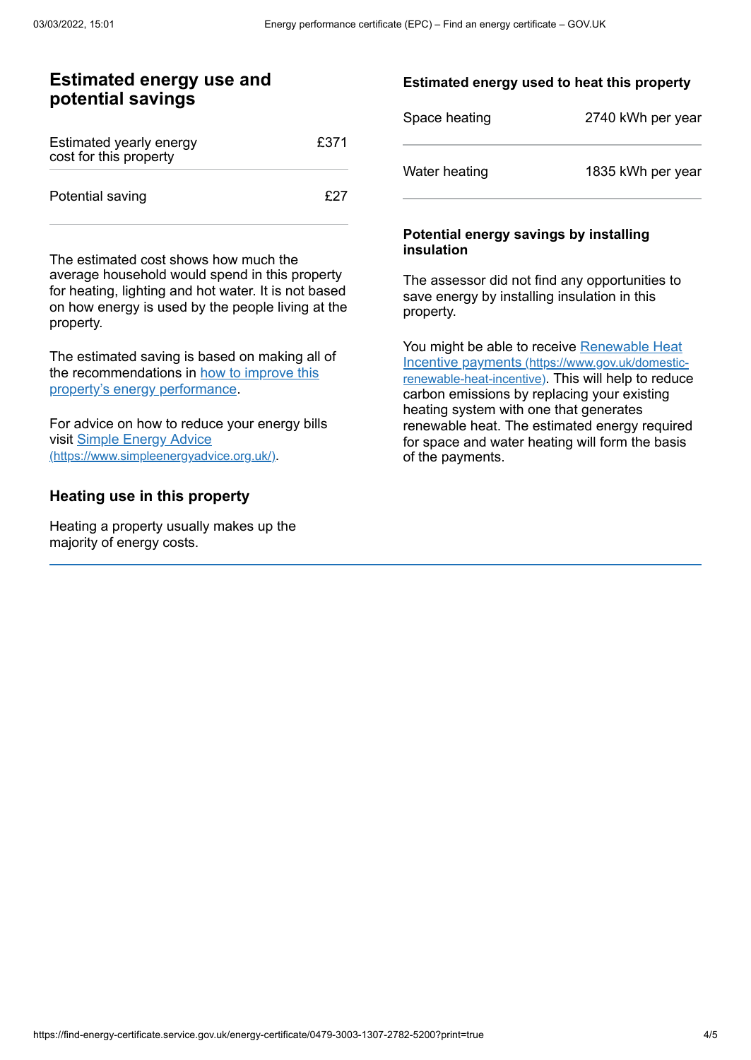## Estimated energy use and potential savings

| | |
|---|---|
| Estimated yearly energy cost for this property | £371 |
| Potential saving | £27 |

The estimated cost shows how much the average household would spend in this property for heating, lighting and hot water. It is not based on how energy is used by the people living at the property.

The estimated saving is based on making all of the recommendations in [how to improve this property's energy performance](#).

For advice on how to reduce your energy bills visit [Simple Energy Advice (https://www.simpleenergyadvice.org.uk/)](https://www.simpleenergyadvice.org.uk/).

### Heating use in this property

Heating a property usually makes up the majority of energy costs.

#### Estimated energy used to heat this property

| | |
|---|---|
| Space heating | 2740 kWh per year |
| Water heating | 1835 kWh per year |

#### Potential energy savings by installing insulation

The assessor did not find any opportunities to save energy by installing insulation in this property.

You might be able to receive [Renewable Heat Incentive payments (https://www.gov.uk/domestic-renewable-heat-incentive)](https://www.gov.uk/domestic-renewable-heat-incentive). This will help to reduce carbon emissions by replacing your existing heating system with one that generates renewable heat. The estimated energy required for space and water heating will form the basis of the payments.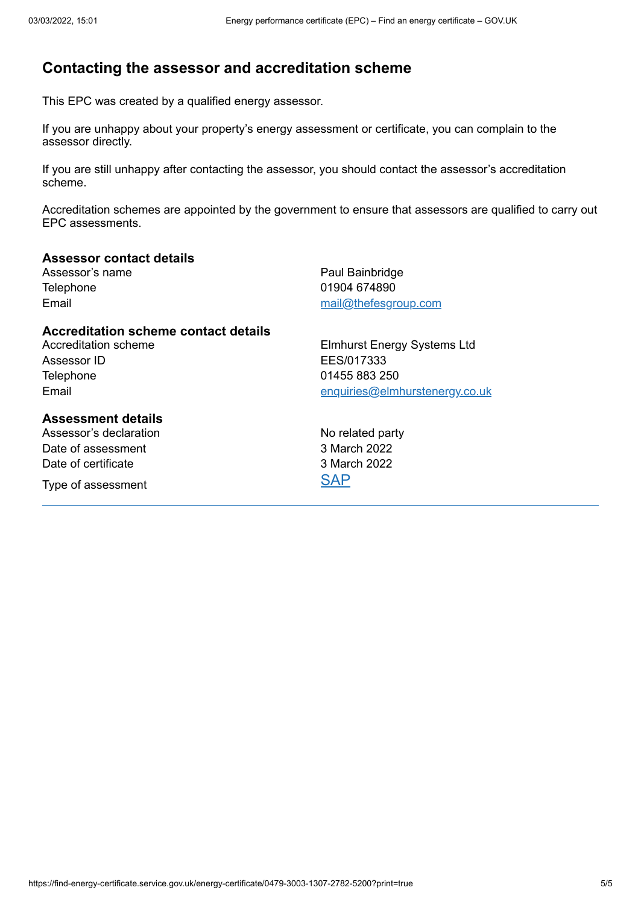## Contacting the assessor and accreditation scheme

This EPC was created by a qualified energy assessor.

If you are unhappy about your property's energy assessment or certificate, you can complain to the assessor directly.

If you are still unhappy after contacting the assessor, you should contact the assessor's accreditation scheme.

Accreditation schemes are appointed by the government to ensure that assessors are qualified to carry out EPC assessments.

### Assessor contact details

| | |
|---|---|
| Assessor's name | Paul Bainbridge |
| Telephone | 01904 674890 |
| Email | mail@thefesgroup.com |

### Accreditation scheme contact details

| | |
|---|---|
| Accreditation scheme | Elmhurst Energy Systems Ltd |
| Assessor ID | EES/017333 |
| Telephone | 01455 883 250 |
| Email | enquiries@elmhurstenergy.co.uk |

### Assessment details

| | |
|---|---|
| Assessor's declaration | No related party |
| Date of assessment | 3 March 2022 |
| Date of certificate | 3 March 2022 |
| Type of assessment | SAP |